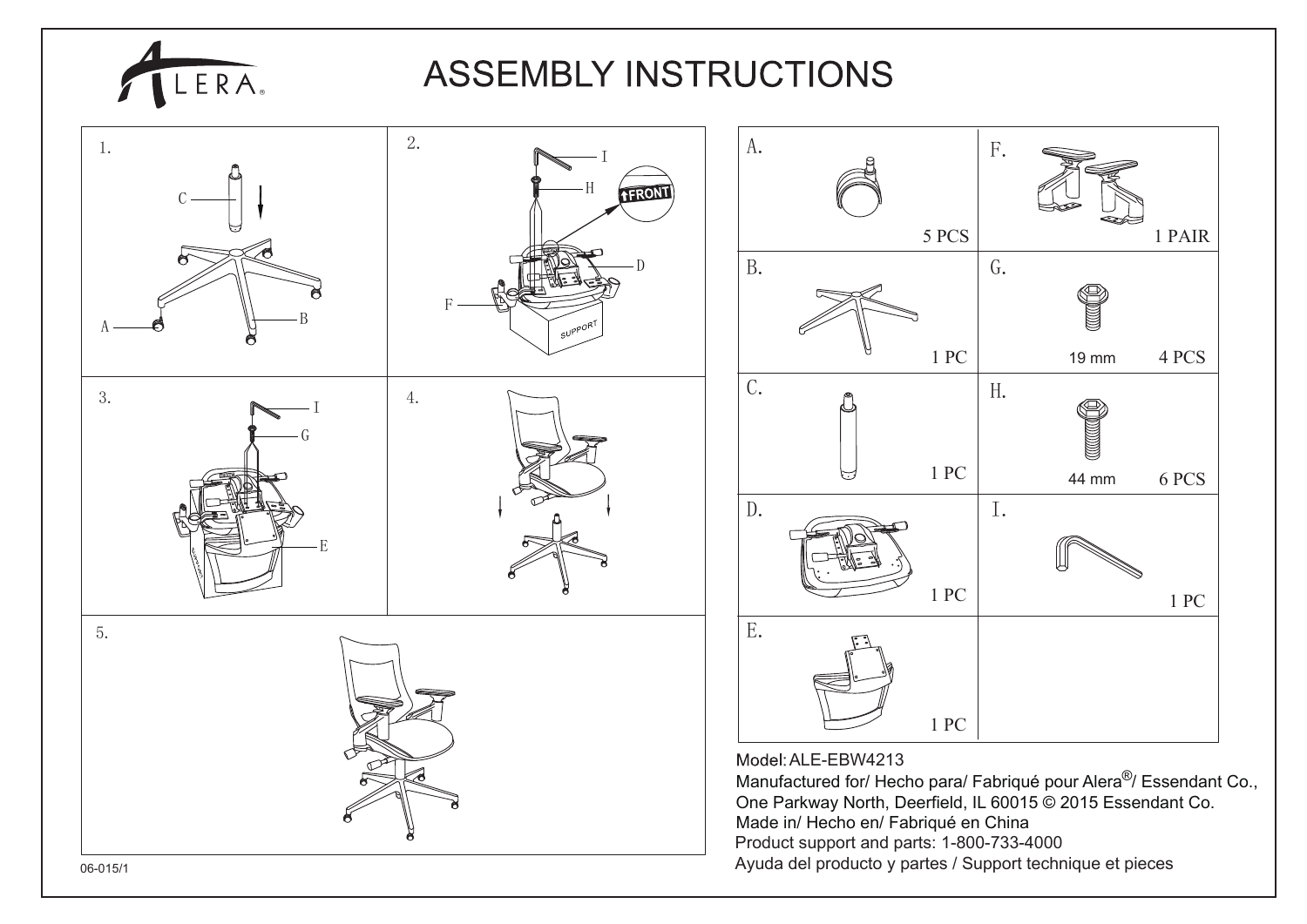# ASSEMBLY INSTRUCTIONS

1.

C

A

B

2.

I

H

FRONT

D

F

SUPPORT

3.

I

G

E

4.

5.

| | |
|---|---|
| A. 5 PCS | F. 1 PAIR |
| B. 1 PC | G. 19 mm 4 PCS |
| C. 1 PC | H. 44 mm 6 PCS |
| D. 1 PC | I. 1 PC |
| E. 1 PC | |

Model: ALE-EBW4213

Manufactured for/ Hecho para/ Fabriqué pour Alera®/ Essendant Co., One Parkway North, Deerfield, IL 60015 © 2015 Essendant Co.

Made in/ Hecho en/ Fabriqué en China

Product support and parts: 1-800-733-4000

Ayuda del producto y partes / Support technique et pieces

06-015/1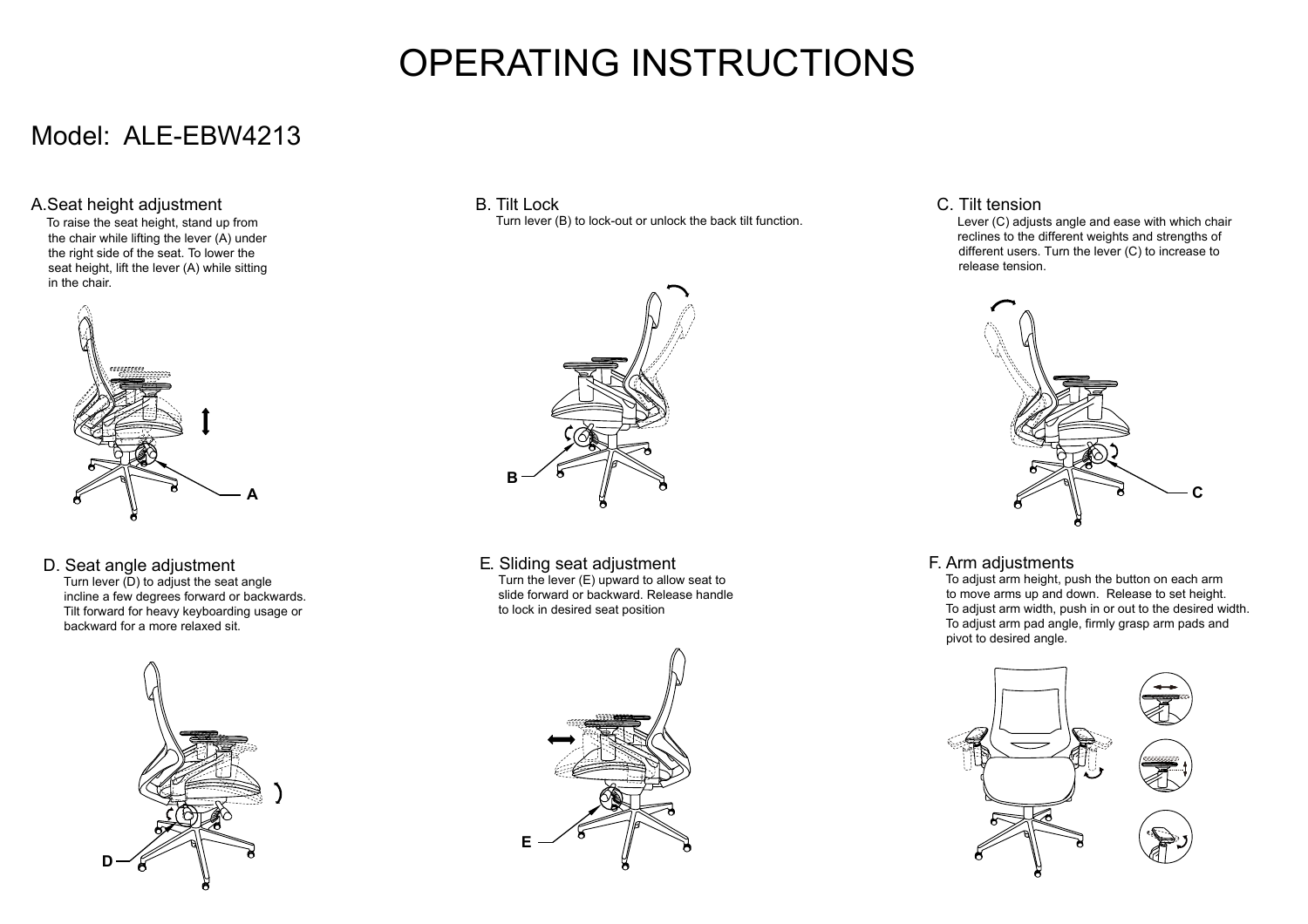# OPERATING INSTRUCTIONS

## Model: ALE-EBW4213

### A. Seat height adjustment

To raise the seat height, stand up from the chair while lifting the lever (A) under the right side of the seat. To lower the seat height, lift the lever (A) while sitting in the chair.

A

### B. Tilt Lock

Turn lever (B) to lock-out or unlock the back tilt function.

B

### C. Tilt tension

Lever (C) adjusts angle and ease with which chair reclines to the different weights and strengths of different users. Turn the lever (C) to increase to release tension.

C

### D. Seat angle adjustment

Turn lever (D) to adjust the seat angle incline a few degrees forward or backwards. Tilt forward for heavy keyboarding usage or backward for a more relaxed sit.

D

### E. Sliding seat adjustment

Turn the lever (E) upward to allow seat to slide forward or backward. Release handle to lock in desired seat position

E

### F. Arm adjustments

To adjust arm height, push the button on each arm to move arms up and down. Release to set height.
To adjust arm width, push in or out to the desired width.
To adjust arm pad angle, firmly grasp arm pads and pivot to desired angle.